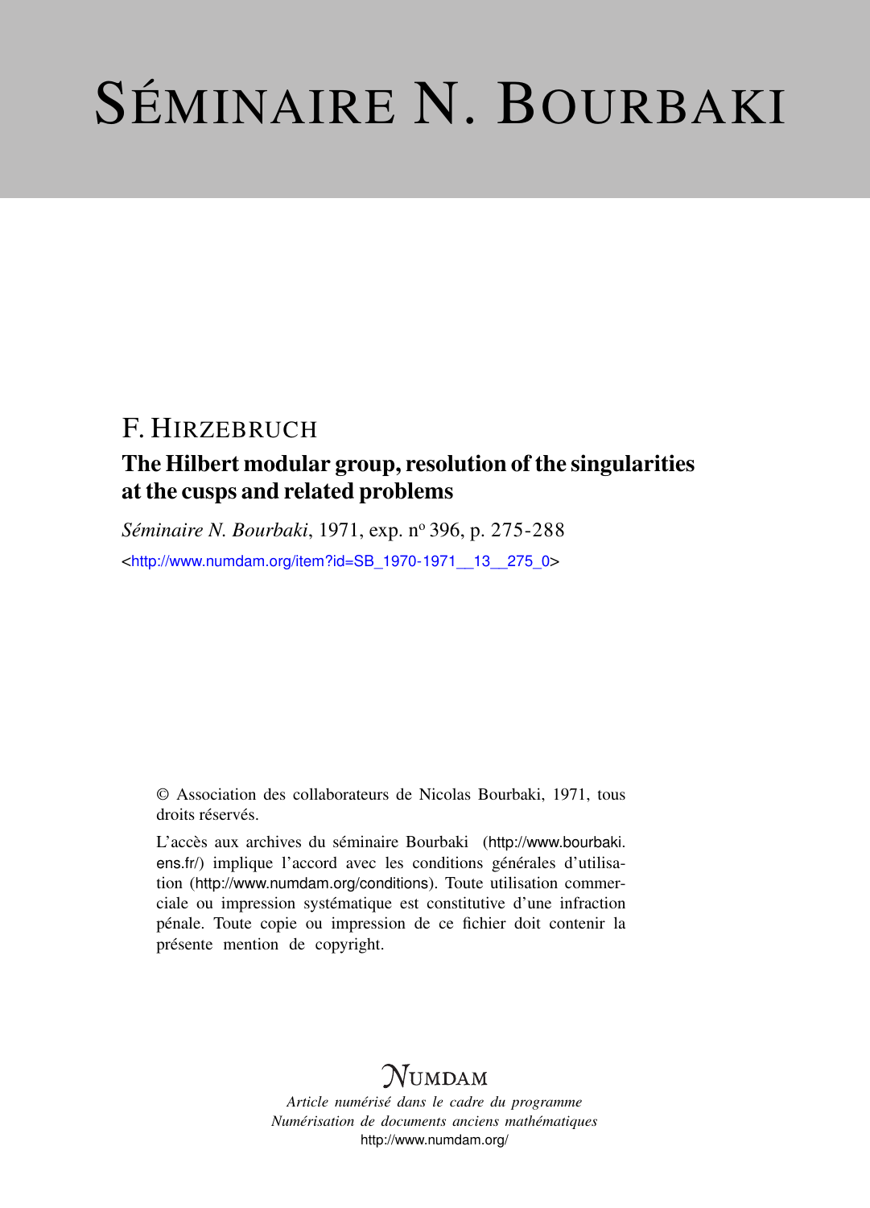# Séminaire N. Bourbaki

F. Hirzebruch

## The Hilbert modular group, resolution of the singularities at the cusps and related problems

*Séminaire N. Bourbaki*, 1971, exp. nº 396, p. 275-288

<http://www.numdam.org/item?id=SB_1970-1971__13__275_0>

© Association des collaborateurs de Nicolas Bourbaki, 1971, tous droits réservés.

L'accès aux archives du séminaire Bourbaki (http://www.bourbaki.ens.fr/) implique l'accord avec les conditions générales d'utilisation (http://www.numdam.org/conditions). Toute utilisation commerciale ou impression systématique est constitutive d'une infraction pénale. Toute copie ou impression de ce fichier doit contenir la présente mention de copyright.

$\mathcal{N}$UMDAM

*Article numérisé dans le cadre du programme*
*Numérisation de documents anciens mathématiques*
http://www.numdam.org/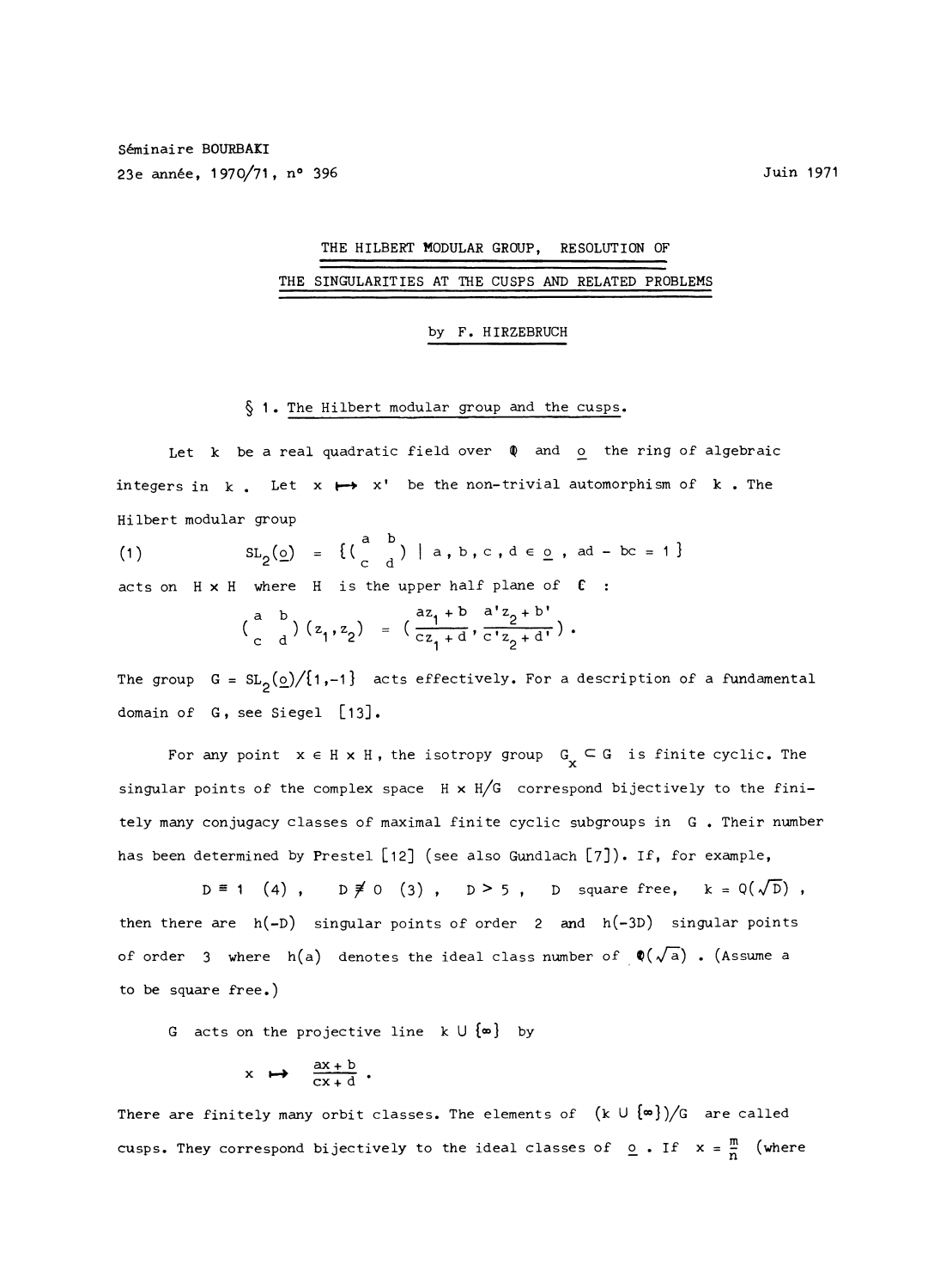Séminaire BOURBAKI

23e année, 1970/71, n° 396

Juin 1971

# THE HILBERT MODULAR GROUP, RESOLUTION OF THE SINGULARITIES AT THE CUSPS AND RELATED PROBLEMS

by F. HIRZEBRUCH

## § 1. The Hilbert modular group and the cusps.

Let $k$ be a real quadratic field over $\mathbb{Q}$ and $\underline{o}$ the ring of algebraic integers in $k$. Let $x \mapsto x'$ be the non-trivial automorphism of $k$. The Hilbert modular group

$$\text{(1)} \qquad SL_2(\underline{o}) = \{ \begin{pmatrix} a & b \\ c & d \end{pmatrix} \mid a, b, c, d \in \underline{o}, \ ad - bc = 1 \}$$

acts on $H \times H$ where $H$ is the upper half plane of $\mathbb{C}$ :

$$\begin{pmatrix} a & b \\ c & d \end{pmatrix} (z_1, z_2) = \left( \frac{az_1 + b}{cz_1 + d}, \frac{a'z_2 + b'}{c'z_2 + d'} \right).$$

The group $G = SL_2(\underline{o})/\{1,-1\}$ acts effectively. For a description of a fundamental domain of $G$, see Siegel [13].

For any point $x \in H \times H$, the isotropy group $G_x \subset G$ is finite cyclic. The singular points of the complex space $H \times H/G$ correspond bijectively to the finitely many conjugacy classes of maximal finite cyclic subgroups in $G$. Their number has been determined by Prestel [12] (see also Gundlach [7]). If, for example,

$$D \equiv 1 \ (4), \quad D \not\equiv 0 \ (3), \quad D > 5, \quad D \text{ square free}, \quad k = Q(\sqrt{D}),$$

then there are $h(-D)$ singular points of order $2$ and $h(-3D)$ singular points of order $3$ where $h(a)$ denotes the ideal class number of $\mathbb{Q}(\sqrt{a})$. (Assume $a$ to be square free.)

$G$ acts on the projective line $k \cup \{\infty\}$ by

$$x \mapsto \frac{ax + b}{cx + d}.$$

There are finitely many orbit classes. The elements of $(k \cup \{\infty\})/G$ are called cusps. They correspond bijectively to the ideal classes of $\underline{o}$. If $x = \frac{m}{n}$ (where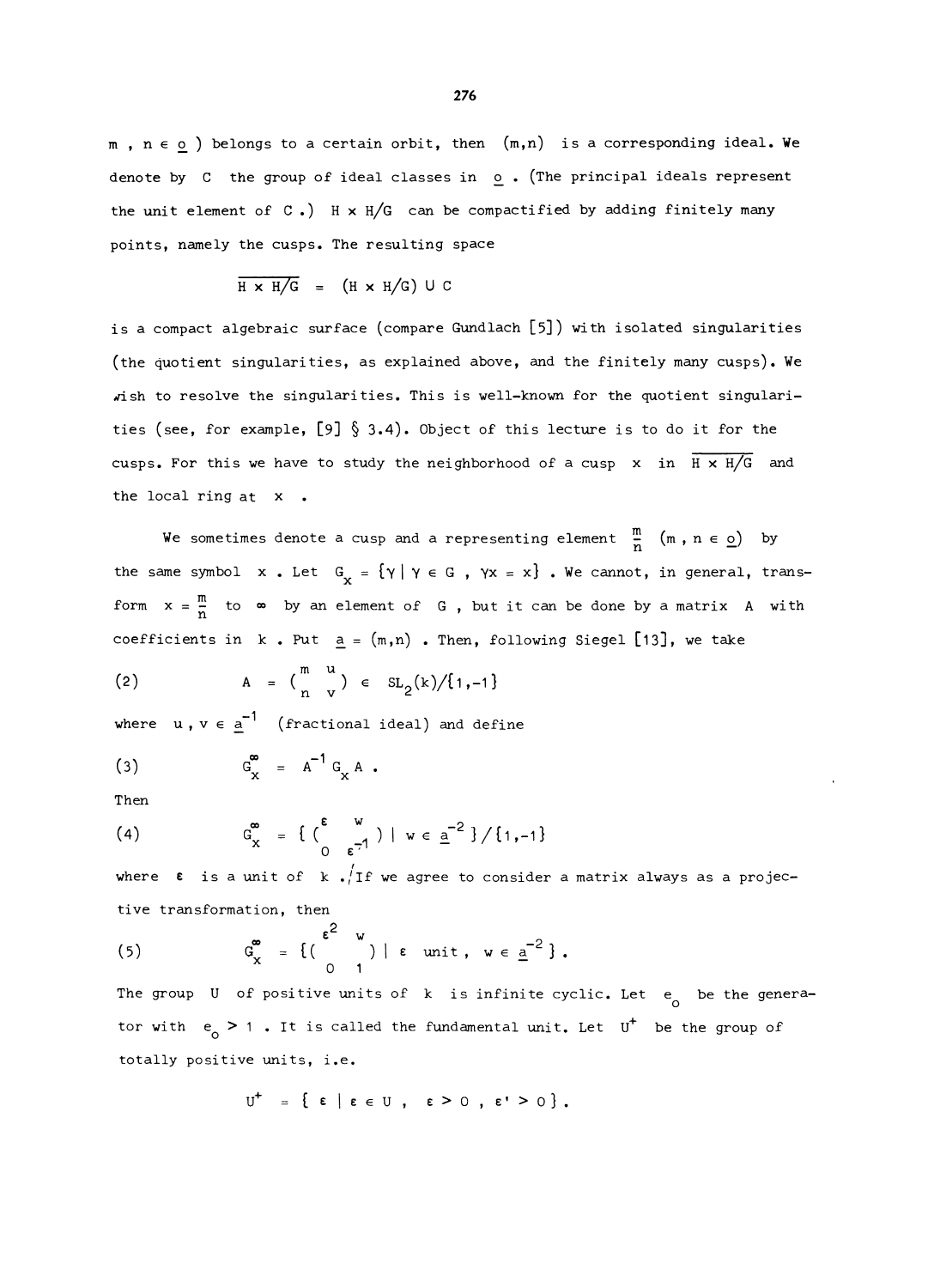$m, n \in \underline{o}$ ) belongs to a certain orbit, then $(m,n)$ is a corresponding ideal. We denote by $C$ the group of ideal classes in $\underline{o}$. (The principal ideals represent the unit element of $C$.) $H \times H/G$ can be compactified by adding finitely many points, namely the cusps. The resulting space

$$\overline{H \times H/G} = (H \times H/G) \cup C$$

is a compact algebraic surface (compare Gundlach [5]) with isolated singularities (the quotient singularities, as explained above, and the finitely many cusps). We wish to resolve the singularities. This is well-known for the quotient singularities (see, for example, [9] § 3.4). Object of this lecture is to do it for the cusps. For this we have to study the neighborhood of a cusp $x$ in $\overline{H \times H/G}$ and the local ring at $x$.

We sometimes denote a cusp and a representing element $\frac{m}{n}$ $(m, n \in \underline{o})$ by the same symbol $x$. Let $G_x = \{\gamma \mid \gamma \in G, \gamma x = x\}$. We cannot, in general, transform $x = \frac{m}{n}$ to $\infty$ by an element of $G$, but it can be done by a matrix $A$ with coefficients in $k$. Put $\underline{a} = (m,n)$. Then, following Siegel [13], we take

$$A = \begin{pmatrix} m & u \\ n & v \end{pmatrix} \in SL_2(k)/\{1,-1\} \tag{2}$$

where $u, v \in \underline{a}^{-1}$ (fractional ideal) and define

$$G_x^{\infty} = A^{-1} G_x A . \tag{3}$$

Then

$$G_x^{\infty} = \{ \begin{pmatrix} \varepsilon & w \\ 0 & \varepsilon^{-1} \end{pmatrix} \mid w \in \underline{a}^{-2} \} / \{1,-1\} \tag{4}$$

where $\varepsilon$ is a unit of $k$. If we agree to consider a matrix always as a projective transformation, then

$$G_x^{\infty} = \{ \begin{pmatrix} \varepsilon^2 & w \\ 0 & 1 \end{pmatrix} \mid \varepsilon \text{ unit}, \ w \in \underline{a}^{-2} \} . \tag{5}$$

The group $U$ of positive units of $k$ is infinite cyclic. Let $e_o$ be the generator with $e_o > 1$. It is called the fundamental unit. Let $U^+$ be the group of totally positive units, i.e.

$$U^+ = \{ \varepsilon \mid \varepsilon \in U, \ \varepsilon > 0, \ \varepsilon' > 0 \} .$$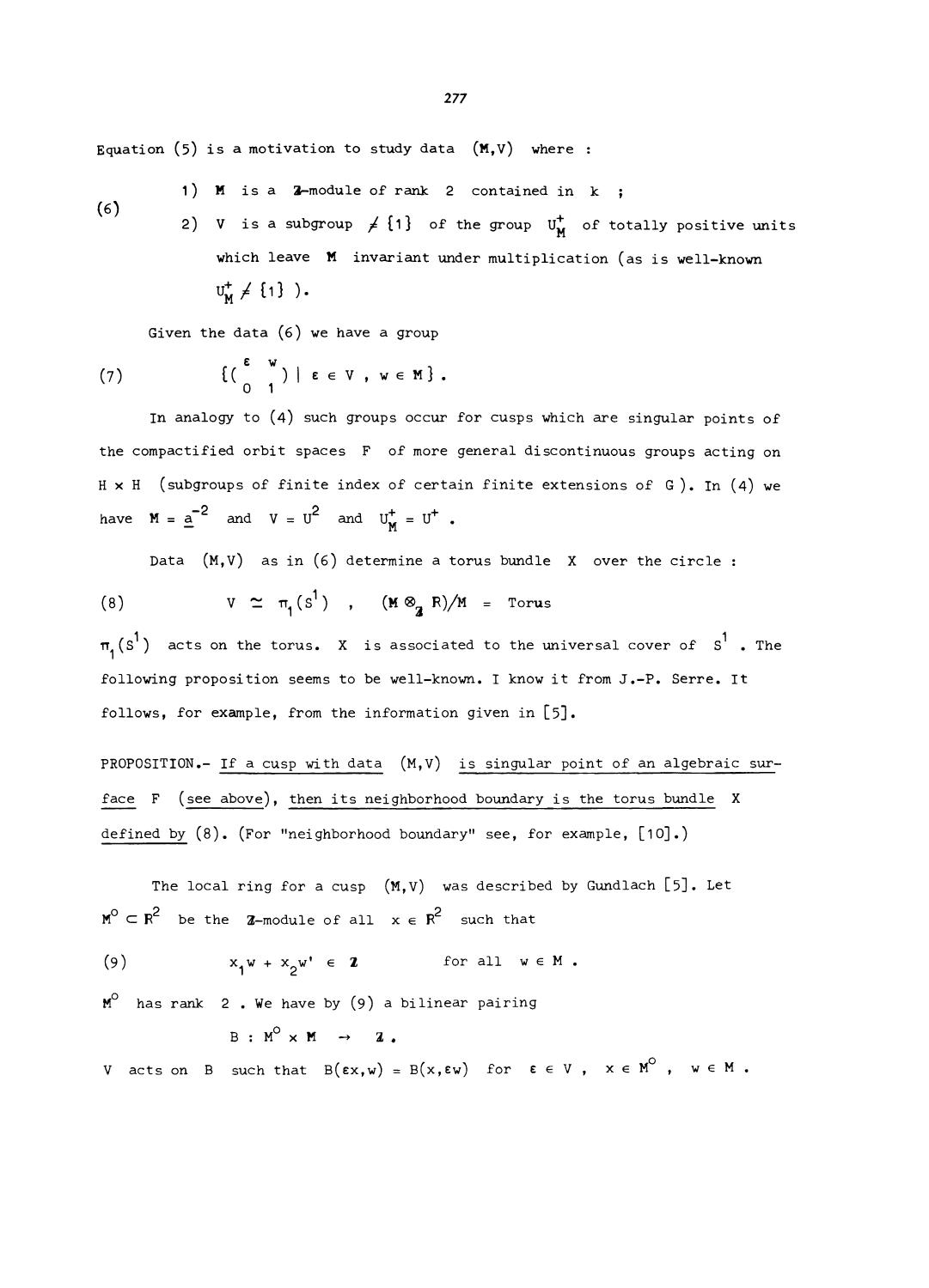Equation (5) is a motivation to study data $(M,V)$ where :

(6)

1) $M$ is a $\mathbb{Z}$-module of rank 2 contained in $k$ ;

2) $V$ is a subgroup $\neq \{1\}$ of the group $U_M^+$ of totally positive units which leave $M$ invariant under multiplication (as is well-known $U_M^+ \neq \{1\}$ ).

Given the data (6) we have a group

$$\{\begin{pmatrix} \varepsilon & w \\ 0 & 1 \end{pmatrix} \mid \varepsilon \in V \, , \, w \in M\} . \tag{7}$$

In analogy to (4) such groups occur for cusps which are singular points of the compactified orbit spaces $F$ of more general discontinuous groups acting on $H \times H$ (subgroups of finite index of certain finite extensions of $G$). In (4) we have $M = \underline{a}^{-2}$ and $V = U^2$ and $U_M^+ = U^+$ .

Data $(M,V)$ as in (6) determine a torus bundle $X$ over the circle :

$$V \simeq \pi_1(S^1) \quad , \quad (M \otimes_{\mathbb{Z}} \mathbb{R})/M = \text{Torus} \tag{8}$$

$\pi_1(S^1)$ acts on the torus. $X$ is associated to the universal cover of $S^1$ . The following proposition seems to be well-known. I know it from J.-P. Serre. It follows, for example, from the information given in [5].

PROPOSITION.- *If a cusp with data $(M,V)$ is singular point of an algebraic surface $F$ (see above), then its neighborhood boundary is the torus bundle $X$ defined by (8).* (For "neighborhood boundary" see, for example, [10].)

The local ring for a cusp $(M,V)$ was described by Gundlach [5]. Let $M^o \subset \mathbb{R}^2$ be the $\mathbb{Z}$-module of all $x \in \mathbb{R}^2$ such that

$$x_1 w + x_2 w' \in \mathbb{Z} \qquad \text{for all } w \in M . \tag{9}$$

$M^o$ has rank 2 . We have by (9) a bilinear pairing

$$B : M^o \times M \to \mathbb{Z} .$$

$V$ acts on $B$ such that $B(\varepsilon x, w) = B(x, \varepsilon w)$ for $\varepsilon \in V$ , $x \in M^o$ , $w \in M$ .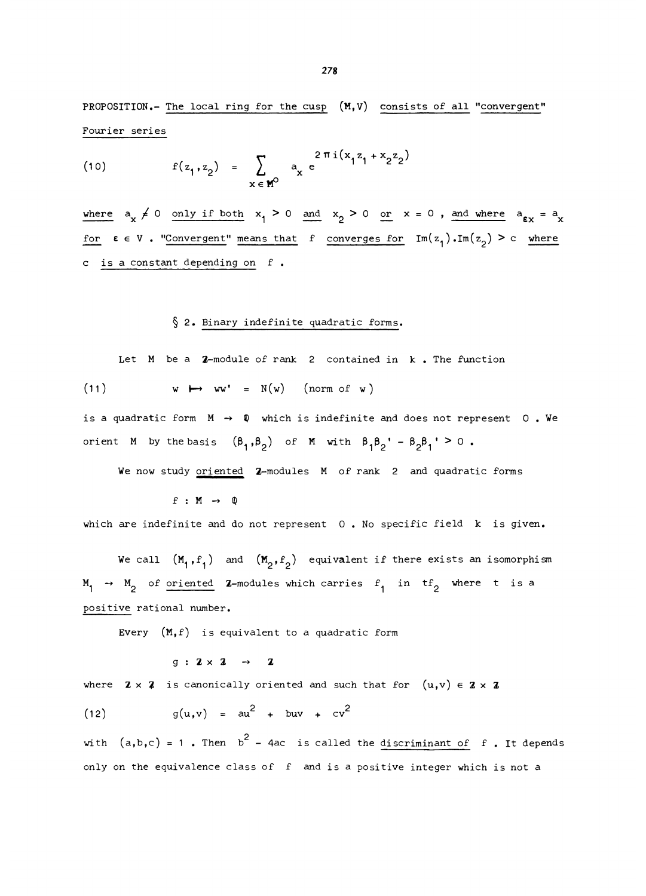PROPOSITION.- <u>The local ring for the cusp</u> $(M,V)$ <u>consists of all "convergent" Fourier series</u>

$$(10) \qquad f(z_1,z_2) = \sum_{x\in M^{\circ}} a_x e^{2\pi i(x_1z_1+x_2z_2)}$$

<u>where</u> $a_x \neq 0$ <u>only if both</u> $x_1 > 0$ <u>and</u> $x_2 > 0$ <u>or</u> $x = 0$ , <u>and where</u> $a_{\varepsilon x} = a_x$ <u>for</u> $\varepsilon \in V$ . <u>"Convergent" means that</u> $f$ <u>converges for</u> $\mathrm{Im}(z_1).\mathrm{Im}(z_2) > c$ <u>where</u> $c$ <u>is a constant depending on</u> $f$ .

## § 2. <u>Binary indefinite quadratic forms.</u>

Let $M$ be a $\mathbb{Z}$-module of rank 2 contained in $k$ . The function

$$(11) \qquad w \longmapsto ww' = N(w) \quad (\text{norm of } w)$$

is a quadratic form $M \to \mathbb{Q}$ which is indefinite and does not represent 0 . We orient $M$ by the basis $(\beta_1,\beta_2)$ of $M$ with $\beta_1\beta_2' - \beta_2\beta_1' > 0$ .

We now study <u>oriented</u> $\mathbb{Z}$-modules $M$ of rank 2 and quadratic forms

$$f : M \to \mathbb{Q}$$

which are indefinite and do not represent 0 . No specific field $k$ is given.

We call $(M_1,f_1)$ and $(M_2,f_2)$ equivalent if there exists an isomorphism $M_1 \to M_2$ of <u>oriented</u> $\mathbb{Z}$-modules which carries $f_1$ in $tf_2$ where $t$ is a <u>positive</u> rational number.

Every $(M,f)$ is equivalent to a quadratic form

$$g : \mathbb{Z}\times\mathbb{Z} \to \mathbb{Z}$$

where $\mathbb{Z}\times\mathbb{Z}$ is canonically oriented and such that for $(u,v) \in \mathbb{Z}\times\mathbb{Z}$

$$(12) \qquad g(u,v) = au^2 + buv + cv^2$$

with $(a,b,c) = 1$ . Then $b^2 - 4ac$ is called the <u>discriminant of</u> $f$ . It depends only on the equivalence class of $f$ and is a positive integer which is not a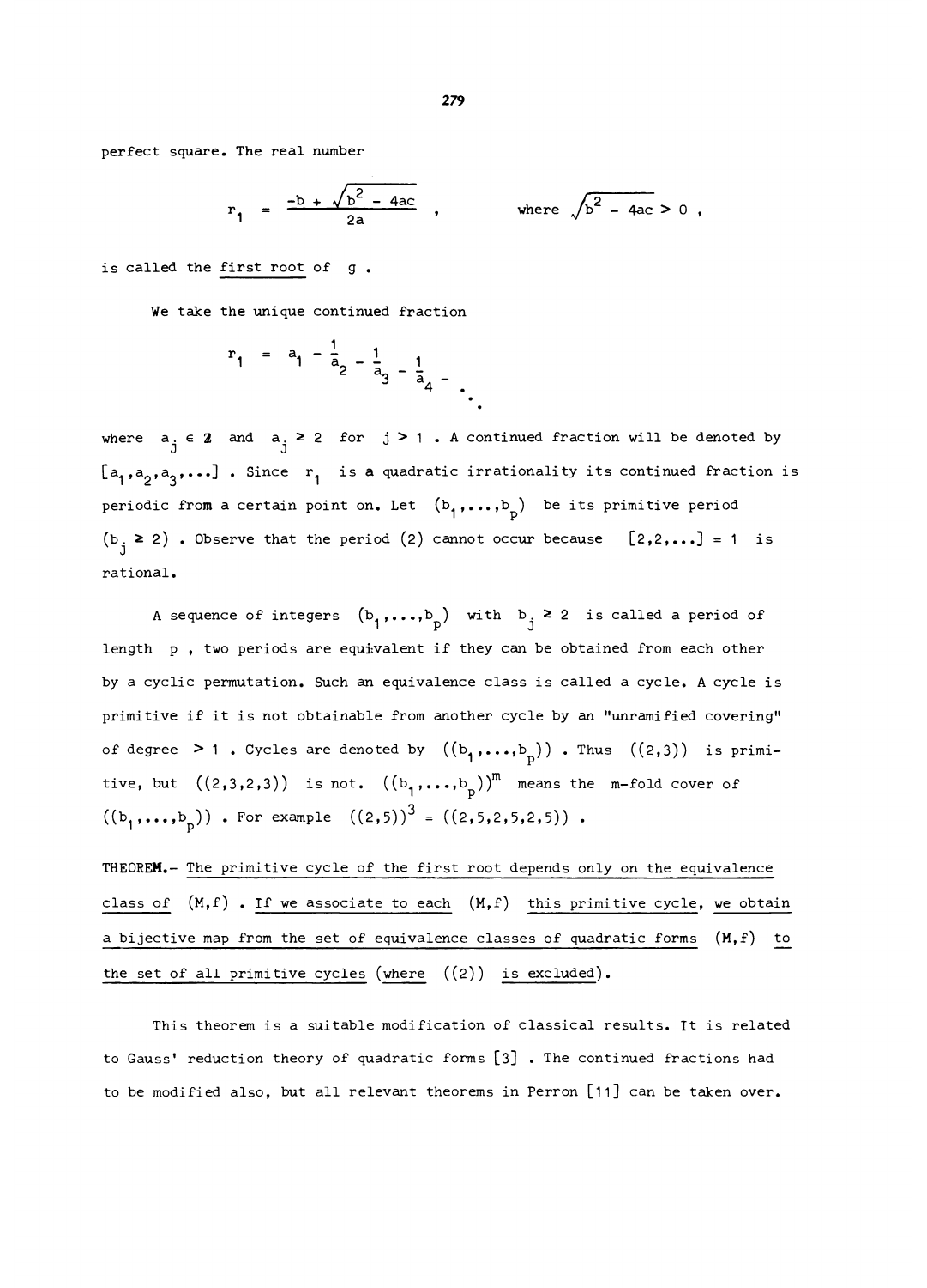perfect square. The real number

$$r_1 = \frac{-b + \sqrt{b^2 - 4ac}}{2a}, \qquad \text{where } \sqrt{b^2 - 4ac} > 0 ,$$

is called the <u>first root</u> of $g$.

We take the unique continued fraction

$$r_1 = a_1 - \cfrac{1}{a_2 - \cfrac{1}{a_3 - \cfrac{1}{a_4 - \ddots}}}$$

where $a_j \in \mathbb{Z}$ and $a_j \geq 2$ for $j > 1$. A continued fraction will be denoted by $[a_1, a_2, a_3, \ldots]$. Since $r_1$ is a quadratic irrationality its continued fraction is periodic from a certain point on. Let $(b_1, \ldots, b_p)$ be its primitive period $(b_j \geq 2)$. Observe that the period $(2)$ cannot occur because $[2, 2, \ldots] = 1$ is rational.

A sequence of integers $(b_1, \ldots, b_p)$ with $b_j \geq 2$ is called a period of length $p$, two periods are equivalent if they can be obtained from each other by a cyclic permutation. Such an equivalence class is called a cycle. A cycle is primitive if it is not obtainable from another cycle by an "unramified covering" of degree $> 1$. Cycles are denoted by $((b_1, \ldots, b_p))$. Thus $((2,3))$ is primitive, but $((2,3,2,3))$ is not. $((b_1, \ldots, b_p))^m$ means the $m$-fold cover of $((b_1, \ldots, b_p))$. For example $((2,5))^3 = ((2,5,2,5,2,5))$.

THEOREM.- <u>The primitive cycle of the first root depends only on the equivalence class of $(M,f)$. If we associate to each $(M,f)$ this primitive cycle, we obtain a bijective map from the set of equivalence classes of quadratic forms $(M,f)$ to the set of all primitive cycles (where $((2))$ is excluded).</u>

This theorem is a suitable modification of classical results. It is related to Gauss' reduction theory of quadratic forms [3]. The continued fractions had to be modified also, but all relevant theorems in Perron [11] can be taken over.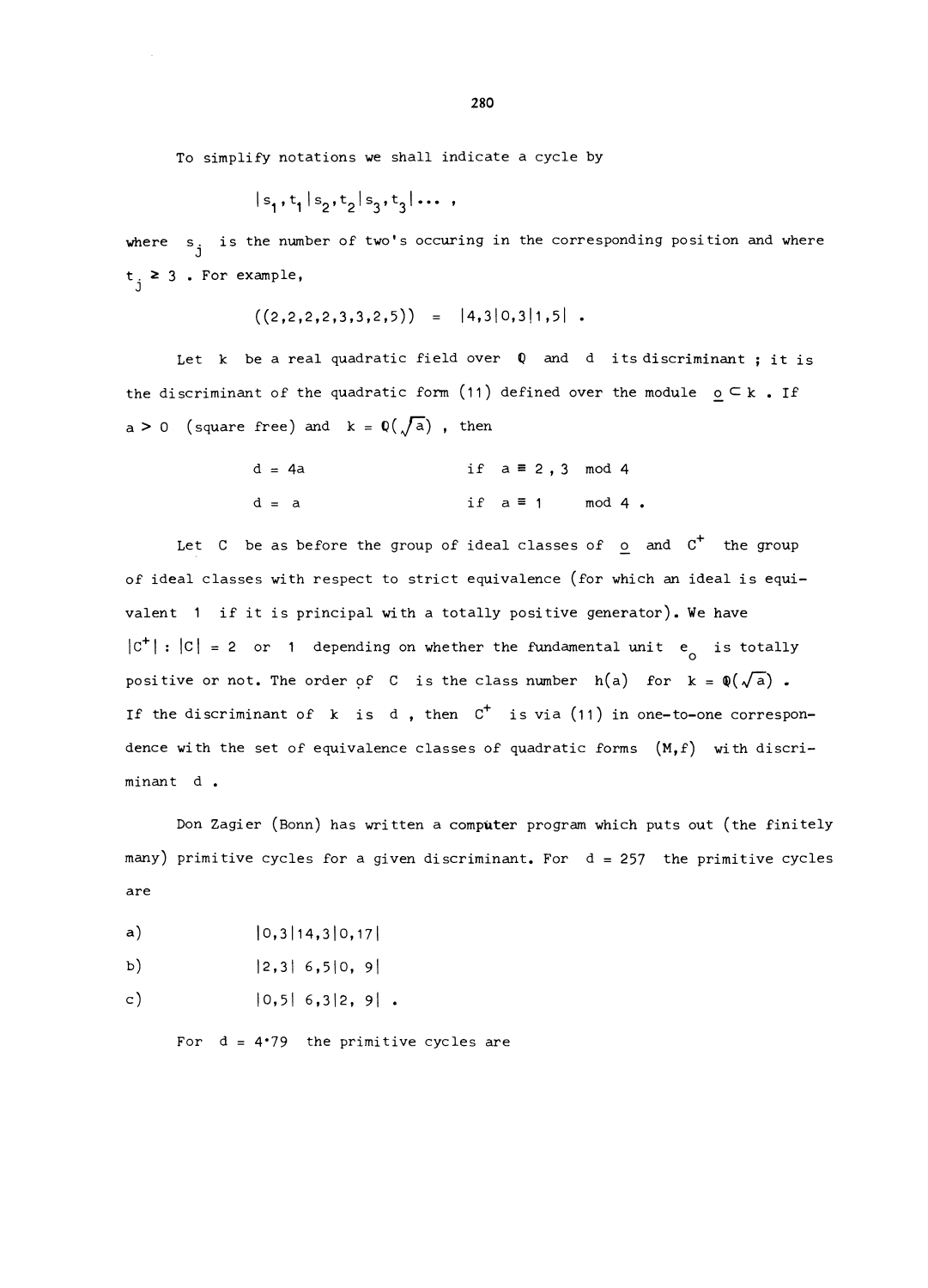To simplify notations we shall indicate a cycle by

$$|s_1,t_1|s_2,t_2|s_3,t_3|\dots ,$$

where $s_j$ is the number of two's occuring in the corresponding position and where $t_j \geq 3$. For example,

$$((2,2,2,2,3,3,2,5)) = |4,3|0,3|1,5| .$$

Let $k$ be a real quadratic field over $\mathbb{Q}$ and $d$ its discriminant ; it is the discriminant of the quadratic form (11) defined over the module $\underline{o} \subset k$. If $a > 0$ (square free) and $k = \mathbb{Q}(\sqrt{a})$, then

$$d = 4a \qquad \text{if } a \equiv 2,3 \mod 4$$

$$d = a \qquad \text{if } a \equiv 1 \mod 4 .$$

Let $C$ be as before the group of ideal classes of $\underline{o}$ and $C^+$ the group of ideal classes with respect to strict equivalence (for which an ideal is equivalent 1 if it is principal with a totally positive generator). We have $|C^+| : |C| = 2$ or $1$ depending on whether the fundamental unit $e_o$ is totally positive or not. The order of $C$ is the class number $h(a)$ for $k = \mathbb{Q}(\sqrt{a})$. If the discriminant of $k$ is $d$, then $C^+$ is via (11) in one-to-one correspondence with the set of equivalence classes of quadratic forms $(M,f)$ with discriminant $d$.

Don Zagier (Bonn) has written a computer program which puts out (the finitely many) primitive cycles for a given discriminant. For $d = 257$ the primitive cycles are

a) $|0,3|14,3|0,17|$

b) $|2,3|\ 6,5|0,\ 9|$

c) $|0,5|\ 6,3|2,\ 9|$ .

For $d = 4 \cdot 79$ the primitive cycles are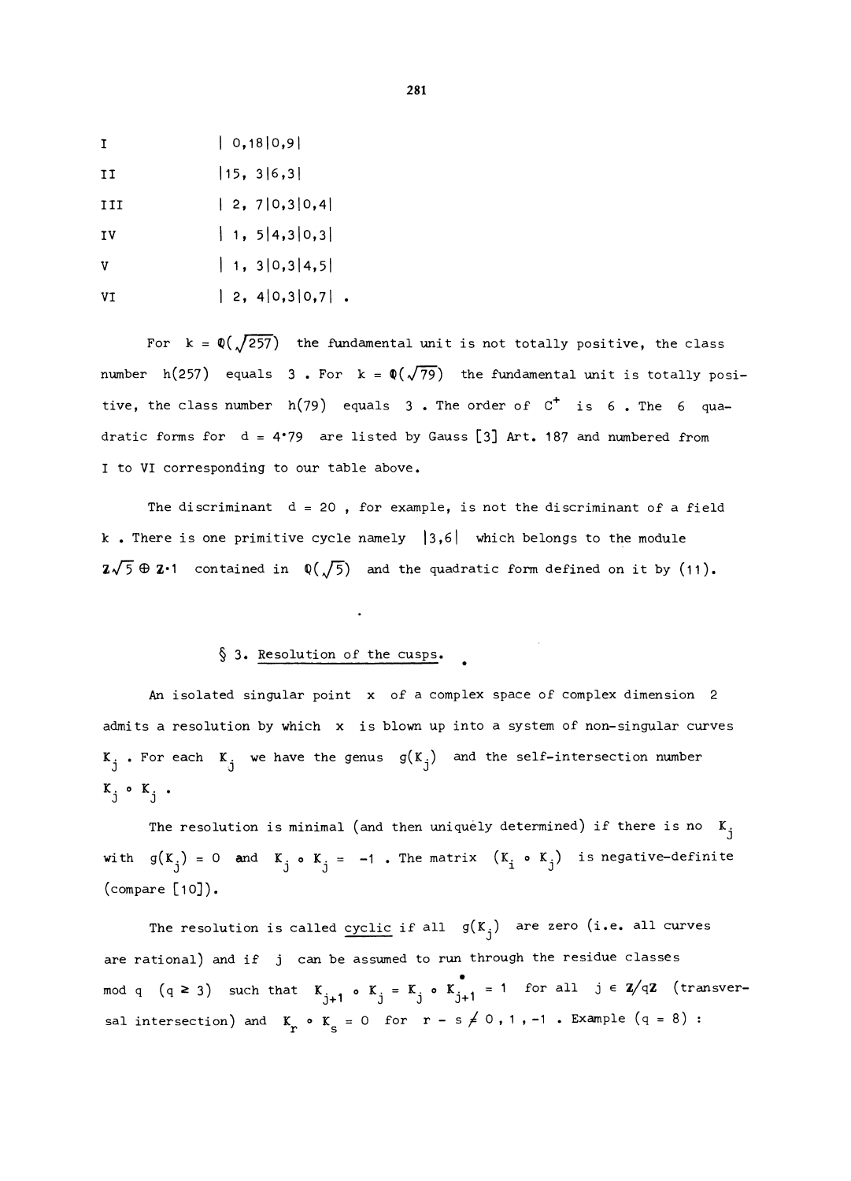| | |
|---|---|
| I | $\|\ 0,18\|0,9\|$ |
| II | $\|15,\ 3\|6,3\|$ |
| III | $\|\ 2,\ 7\|0,3\|0,4\|$ |
| IV | $\|\ 1,\ 5\|4,3\|0,3\|$ |
| V | $\|\ 1,\ 3\|0,3\|4,5\|$ |
| VI | $\|\ 2,\ 4\|0,3\|0,7\|$ . |

For $k = \mathbb{Q}(\sqrt{257})$ the fundamental unit is not totally positive, the class number $h(257)$ equals $3$. For $k = \mathbb{Q}(\sqrt{79})$ the fundamental unit is totally positive, the class number $h(79)$ equals $3$. The order of $C^{+}$ is $6$. The $6$ quadratic forms for $d = 4 \cdot 79$ are listed by Gauss [3] Art. 187 and numbered from I to VI corresponding to our table above.

The discriminant $d = 20$, for example, is not the discriminant of a field $k$. There is one primitive cycle namely $|3,6|$ which belongs to the module $\mathbb{Z}\sqrt{5} \oplus \mathbb{Z} \cdot 1$ contained in $\mathbb{Q}(\sqrt{5})$ and the quadratic form defined on it by (11).

## § 3. Resolution of the cusps.

An isolated singular point $x$ of a complex space of complex dimension $2$ admits a resolution by which $x$ is blown up into a system of non-singular curves $K_j$. For each $K_j$ we have the genus $g(K_j)$ and the self-intersection number $K_j \circ K_j$.

The resolution is minimal (and then uniquely determined) if there is no $K_j$ with $g(K_j) = 0$ and $K_j \circ K_j = -1$. The matrix $(K_i \circ K_j)$ is negative-definite (compare [10]).

The resolution is called <u>cyclic</u> if all $g(K_j)$ are zero (i.e. all curves are rational) and if $j$ can be assumed to run through the residue classes mod $q$ $(q \geq 3)$ such that $K_{j+1} \circ K_j = K_j \circ K_{j+1} = 1$ for all $j \in \mathbb{Z}/q\mathbb{Z}$ (transversal intersection) and $K_r \circ K_s = 0$ for $r - s \not\equiv 0, 1, -1$. Example $(q = 8)$ :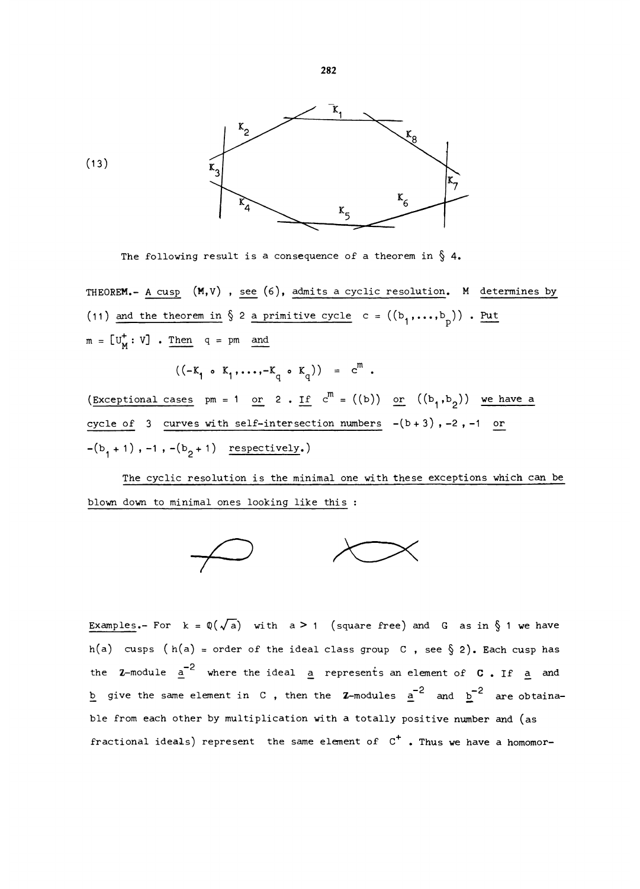(13)

The following result is a consequence of a theorem in § 4.

THEOREM.- <u>A cusp</u> $(M,V)$ , <u>see</u> (6), <u>admits a cyclic resolution</u>. $M$ <u>determines by</u> (11) <u>and the theorem in</u> § 2 <u>a primitive cycle</u> $c = ((b_1,\dots,b_p))$ . <u>Put</u> $m = [U_M^+ : V]$ . <u>Then</u> $q = pm$ <u>and</u>

$$((-K_1 \circ K_1,\dots,-K_q \circ K_q)) = c^m .$$

(<u>Exceptional cases</u> $pm = 1$ <u>or</u> 2 . <u>If</u> $c^m = ((b))$ <u>or</u> $((b_1,b_2))$ <u>we have a cycle of</u> 3 <u>curves with self-intersection numbers</u> $-(b+3)$ , $-2$ , $-1$ <u>or</u> $-(b_1+1)$ , $-1$ , $-(b_2+1)$ <u>respectively</u>.)

<u>The cyclic resolution is the minimal one with these exceptions which can be blown down to minimal ones looking like this</u> :

<u>Examples</u>.- For $k = \mathbb{Q}(\sqrt{a})$ with $a > 1$ (square free) and $G$ as in § 1 we have $h(a)$ cusps ( $h(a)$ = order of the ideal class group $C$ , see § 2). Each cusp has the $\mathbb{Z}$-module $\underline{a}^{-2}$ where the ideal $\underline{a}$ represents an element of $\mathbf{C}$ . If $\underline{a}$ and $\underline{b}$ give the same element in $C$ , then the $\mathbb{Z}$-modules $\underline{a}^{-2}$ and $\underline{b}^{-2}$ are obtainable from each other by multiplication with a totally positive number and (as fractional ideals) represent the same element of $C^+$ . Thus we have a homomor-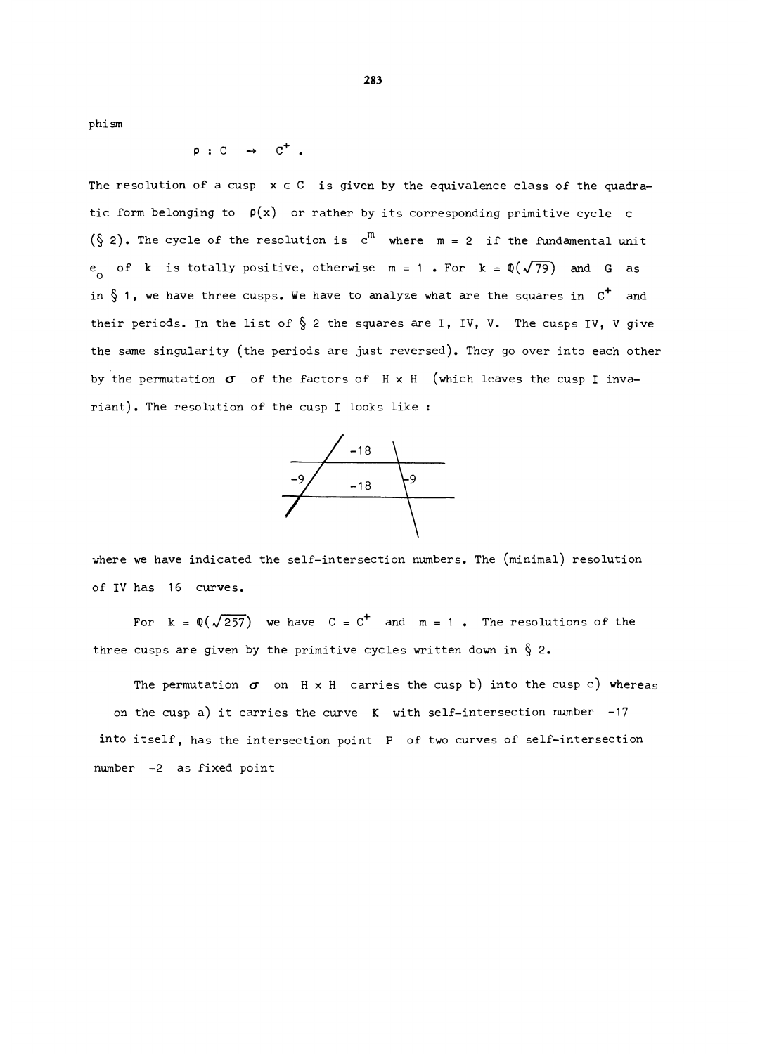phism

$$\rho : C \rightarrow C^+ .$$

The resolution of a cusp $x \in C$ is given by the equivalence class of the quadratic form belonging to $\rho(x)$ or rather by its corresponding primitive cycle $c$ (§ 2). The cycle of the resolution is $c^m$ where $m = 2$ if the fundamental unit $e_o$ of $k$ is totally positive, otherwise $m = 1$. For $k = \mathbb{Q}(\sqrt{79})$ and $G$ as in § 1, we have three cusps. We have to analyze what are the squares in $C^+$ and their periods. In the list of § 2 the squares are I, IV, V. The cusps IV, V give the same singularity (the periods are just reversed). They go over into each other by the permutation $\sigma$ of the factors of $H \times H$ (which leaves the cusp I invariant). The resolution of the cusp I looks like :

-18

-9 -18 -9

where we have indicated the self-intersection numbers. The (minimal) resolution of IV has 16 curves.

For $k = \mathbb{Q}(\sqrt{257})$ we have $C = C^+$ and $m = 1$. The resolutions of the three cusps are given by the primitive cycles written down in § 2.

The permutation $\sigma$ on $H \times H$ carries the cusp b) into the cusp c) whereas on the cusp a) it carries the curve $K$ with self-intersection number $-17$ into itself, has the intersection point $P$ of two curves of self-intersection number $-2$ as fixed point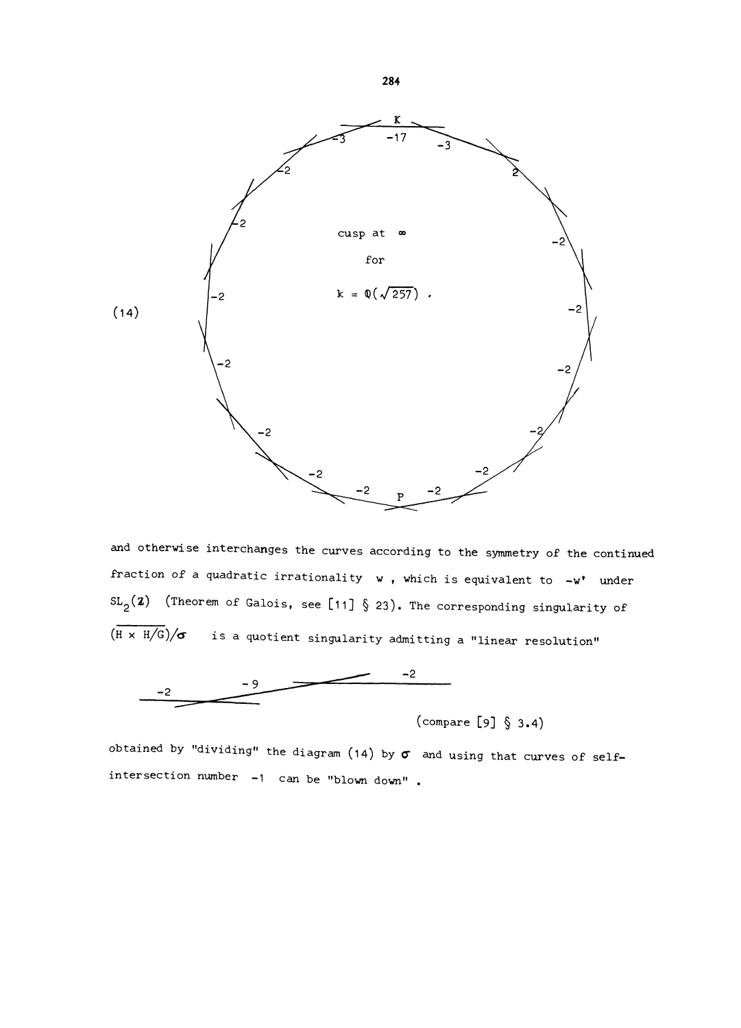(14)

cusp at $\infty$

for

$k = \mathbb{Q}(\sqrt{257})$ .

and otherwise interchanges the curves according to the symmetry of the continued fraction of a quadratic irrationality $w$ , which is equivalent to $-w'$ under $SL_2(\mathbb{Z})$ (Theorem of Galois, see [11] § 23). The corresponding singularity of $(\overline{H \times H/G})/\sigma$ is a quotient singularity admitting a "linear resolution"

(compare [9] § 3.4)

obtained by "dividing" the diagram (14) by $\sigma$ and using that curves of self-intersection number $-1$ can be "blown down" .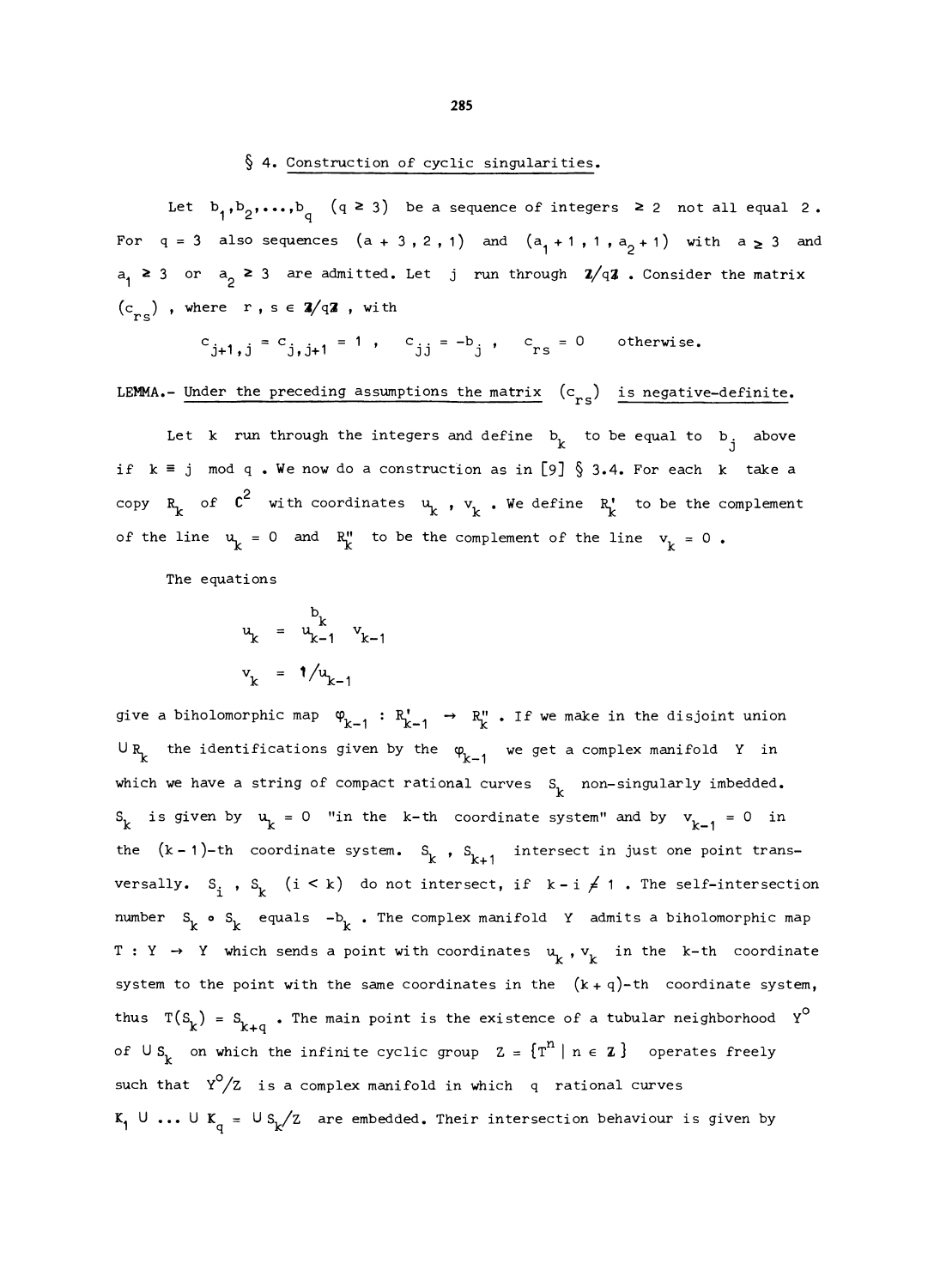## § 4. Construction of cyclic singularities.

Let $b_1, b_2, \ldots, b_q$ $(q \geq 3)$ be a sequence of integers $\geq 2$ not all equal $2$. For $q = 3$ also sequences $(a+3, 2, 1)$ and $(a_1+1, 1, a_2+1)$ with $a \geq 3$ and $a_1 \geq 3$ or $a_2 \geq 3$ are admitted. Let $j$ run through $\mathbb{Z}/q\mathbb{Z}$. Consider the matrix $(c_{rs})$, where $r, s \in \mathbb{Z}/q\mathbb{Z}$, with

$$c_{j+1,j} = c_{j,j+1} = 1, \quad c_{jj} = -b_j, \quad c_{rs} = 0 \quad \text{otherwise.}$$

LEMMA.- *Under the preceding assumptions the matrix $(c_{rs})$ is negative-definite.*

Let $k$ run through the integers and define $b_k$ to be equal to $b_j$ above if $k \equiv j \bmod q$. We now do a construction as in [9] § 3.4. For each $k$ take a copy $R_k$ of $\mathbb{C}^2$ with coordinates $u_k$, $v_k$. We define $R_k'$ to be the complement of the line $u_k = 0$ and $R_k''$ to be the complement of the line $v_k = 0$.

The equations

$$u_k = u_{k-1}^{b_k} v_{k-1}$$

$$v_k = 1/u_{k-1}$$

give a biholomorphic map $\varphi_{k-1} : R_{k-1}' \to R_k''$. If we make in the disjoint union $\cup R_k$ the identifications given by the $\varphi_{k-1}$ we get a complex manifold $Y$ in which we have a string of compact rational curves $S_k$ non-singularly imbedded. $S_k$ is given by $u_k = 0$ "in the $k$-th coordinate system" and by $v_{k-1} = 0$ in the $(k-1)$-th coordinate system. $S_k$, $S_{k+1}$ intersect in just one point transversally. $S_i$, $S_k$ $(i < k)$ do not intersect, if $k - i \neq 1$. The self-intersection number $S_k \circ S_k$ equals $-b_k$. The complex manifold $Y$ admits a biholomorphic map $T : Y \to Y$ which sends a point with coordinates $u_k, v_k$ in the $k$-th coordinate system to the point with the same coordinates in the $(k+q)$-th coordinate system, thus $T(S_k) = S_{k+q}$. The main point is the existence of a tubular neighborhood $Y^o$ of $\cup S_k$ on which the infinite cyclic group $Z = \{T^n \mid n \in \mathbb{Z}\}$ operates freely such that $Y^o/Z$ is a complex manifold in which $q$ rational curves $K_1 \cup \ldots \cup K_q = \cup S_k/Z$ are embedded. Their intersection behaviour is given by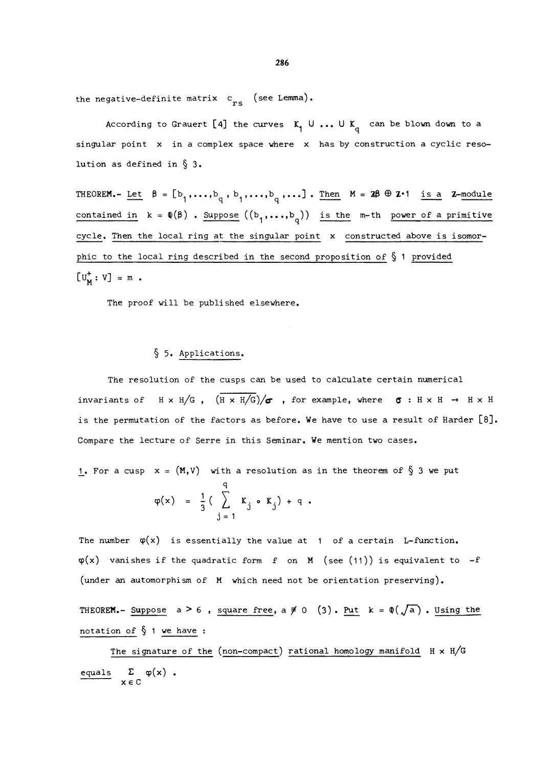the negative-definite matrix $c_{rs}$ (see Lemma).

According to Grauert [4] the curves $K_1 \cup \ldots \cup K_q$ can be blown down to a singular point $x$ in a complex space where $x$ has by construction a cyclic resolution as defined in § 3.

THEOREM.- *Let* $\beta = [b_1,\ldots,b_q, b_1,\ldots,b_q,\ldots]$ . *Then* $M = \mathbb{Z}\beta \oplus \mathbb{Z}\cdot 1$ *is a* $\mathbb{Z}$*-module contained in* $k = \mathbb{Q}(\beta)$ . *Suppose* $((b_1,\ldots,b_q))$ *is the* $m$*-th power of a primitive cycle. Then the local ring at the singular point* $x$ *constructed above is isomorphic to the local ring described in the second proposition of* § 1 *provided* $[U_M^+ : V] = m$ .

The proof will be published elsewhere.

## § 5. Applications.

The resolution of the cusps can be used to calculate certain numerical invariants of $H \times H/G$ , $\overline{(H \times H/G)/\sigma}$ , for example, where $\sigma : H \times H \to H \times H$ is the permutation of the factors as before. We have to use a result of Harder [8]. Compare the lecture of Serre in this Seminar. We mention two cases.

1. For a cusp $x = (M,V)$ with a resolution as in the theorem of § 3 we put

$$\varphi(x) = \frac{1}{3}\left(\sum_{j=1}^{q} K_j \circ K_j\right) + q .$$

The number $\varphi(x)$ is essentially the value at $1$ of a certain L-function. $\varphi(x)$ vanishes if the quadratic form $f$ on $M$ (see (11)) is equivalent to $-f$ (under an automorphism of $M$ which need not be orientation preserving).

THEOREM.- *Suppose* $a > 6$ , *square free*, $a \not\equiv 0 \ (3)$ . *Put* $k = \mathbb{Q}(\sqrt{a})$ . *Using the notation of* § 1 *we have* :

*The signature of the (non-compact) rational homology manifold* $H \times H/G$ *equals* $\sum_{x \in C} \varphi(x)$ .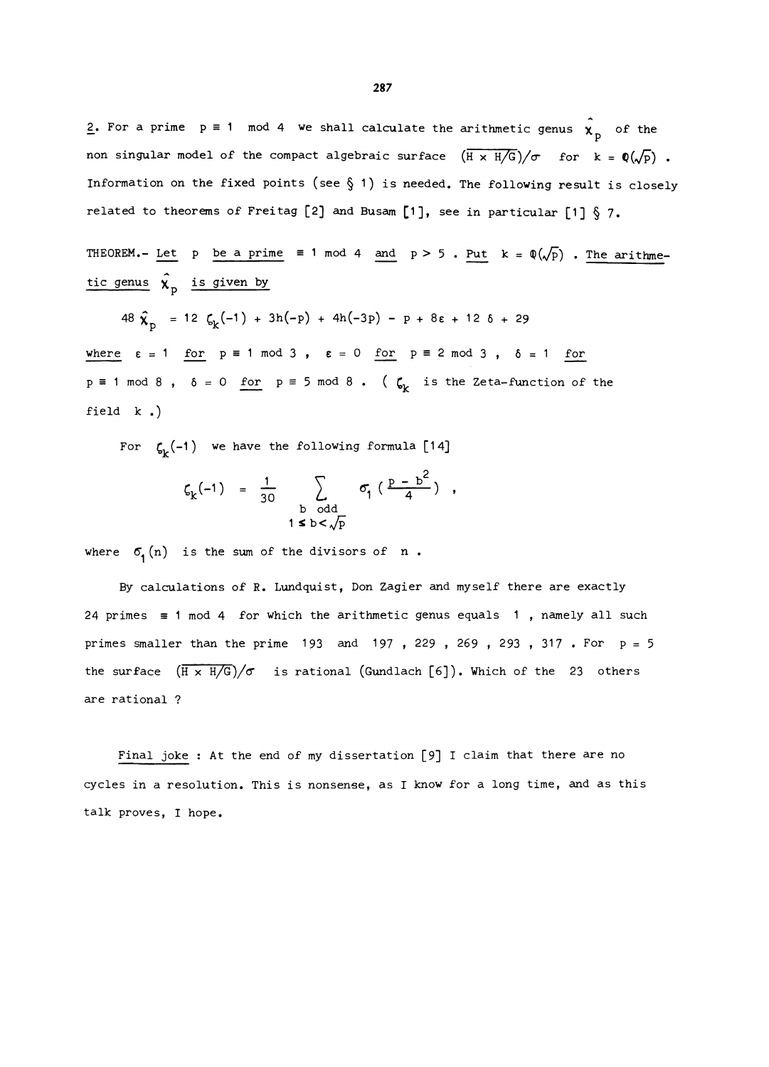2. For a prime $p \equiv 1 \mod 4$ we shall calculate the arithmetic genus $\hat{\chi}_p$ of the non singular model of the compact algebraic surface $(\overline{H \times H/G})/\sigma$ for $k = \mathbb{Q}(\sqrt{p})$. Information on the fixed points (see § 1) is needed. The following result is closely related to theorems of Freitag [2] and Busam [1], see in particular [1] § 7.

THEOREM.- *Let $p$ be a prime $\equiv 1 \mod 4$ and $p > 5$. Put $k = \mathbb{Q}(\sqrt{p})$. The arithmetic genus $\hat{\chi}_p$ is given by*

$$48 \hat{\chi}_p = 12\, \zeta_k(-1) + 3h(-p) + 4h(-3p) - p + 8\varepsilon + 12\,\delta + 29$$

*where $\varepsilon = 1$ for $p \equiv 1 \mod 3$, $\varepsilon = 0$ for $p \equiv 2 \mod 3$, $\delta = 1$ for $p \equiv 1 \mod 8$, $\delta = 0$ for $p \equiv 5 \mod 8$. ( $\zeta_k$ is the Zeta-function of the field $k$.)*

For $\zeta_k(-1)$ we have the following formula [14]

$$\zeta_k(-1) = \frac{1}{30} \sum_{\substack{b \text{ odd} \\ 1 \leq b < \sqrt{p}}} \sigma_1\left(\frac{p - b^2}{4}\right),$$

where $\sigma_1(n)$ is the sum of the divisors of $n$.

By calculations of R. Lundquist, Don Zagier and myself there are exactly 24 primes $\equiv 1 \mod 4$ for which the arithmetic genus equals $1$, namely all such primes smaller than the prime $193$ and $197$, $229$, $269$, $293$, $317$. For $p = 5$ the surface $(\overline{H \times H/G})/\sigma$ is rational (Gundlach [6]). Which of the $23$ others are rational ?

Final joke : At the end of my dissertation [9] I claim that there are no cycles in a resolution. This is nonsense, as I know for a long time, and as this talk proves, I hope.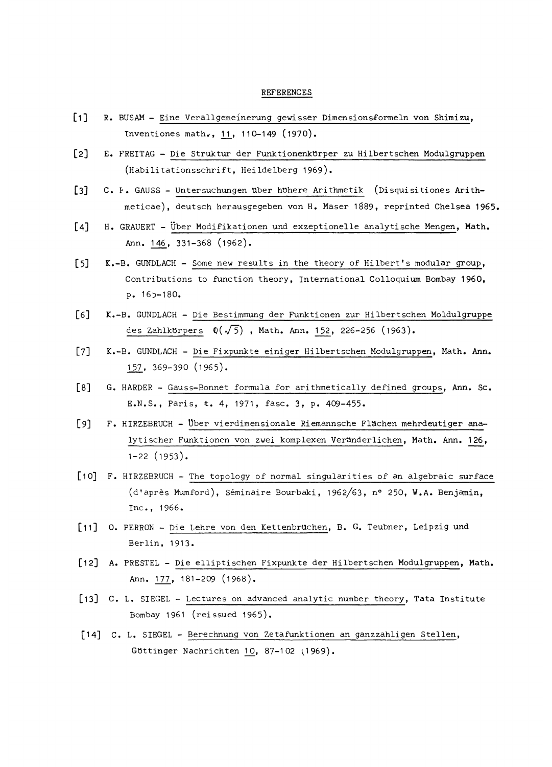## REFERENCES

[1] R. BUSAM - Eine Verallgemeinerung gewisser Dimensionsformeln von Shimizu, Inventiones math., 11, 110-149 (1970).

[2] E. FREITAG - Die Struktur der Funktionenkörper zu Hilbertschen Modulgruppen (Habilitationsschrift, Heildelberg 1969).

[3] C. F. GAUSS - Untersuchungen über höhere Arithmetik (Disquisitiones Arithmeticae), deutsch herausgegeben von H. Maser 1889, reprinted Chelsea 1965.

[4] H. GRAUERT - Über Modifikationen und exzeptionelle analytische Mengen, Math. Ann. 146, 331-368 (1962).

[5] K.-B. GUNDLACH - Some new results in the theory of Hilbert's modular group, Contributions to function theory, International Colloquium Bombay 1960, p. 165-180.

[6] K.-B. GUNDLACH - Die Bestimmung der Funktionen zur Hilbertschen Moldulgruppe des Zahlkörpers $\mathbb{Q}(\sqrt{5})$, Math. Ann. 152, 226-256 (1963).

[7] K.-B. GUNDLACH - Die Fixpunkte einiger Hilbertschen Modulgruppen, Math. Ann. 157, 369-390 (1965).

[8] G. HARDER - Gauss-Bonnet formula for arithmetically defined groups, Ann. Sc. E.N.S., Paris, t. 4, 1971, fasc. 3, p. 409-455.

[9] F. HIRZEBRUCH - Über vierdimensionale Riemannsche Flächen mehrdeutiger analytischer Funktionen von zwei komplexen Veränderlichen, Math. Ann. 126, 1-22 (1953).

[10] F. HIRZEBRUCH - The topology of normal singularities of an algebraic surface (d'après Mumford), Séminaire Bourbaki, 1962/63, n° 250, W.A. Benjamin, Inc., 1966.

[11] O. PERRON - Die Lehre von den Kettenbrüchen, B. G. Teubner, Leipzig und Berlin, 1913.

[12] A. PRESTEL - Die elliptischen Fixpunkte der Hilbertschen Modulgruppen, Math. Ann. 177, 181-209 (1968).

[13] C. L. SIEGEL - Lectures on advanced analytic number theory, Tata Institute Bombay 1961 (reissued 1965).

[14] C. L. SIEGEL - Berechnung von Zetafunktionen an ganzzahligen Stellen, Göttinger Nachrichten 10, 87-102 (1969).